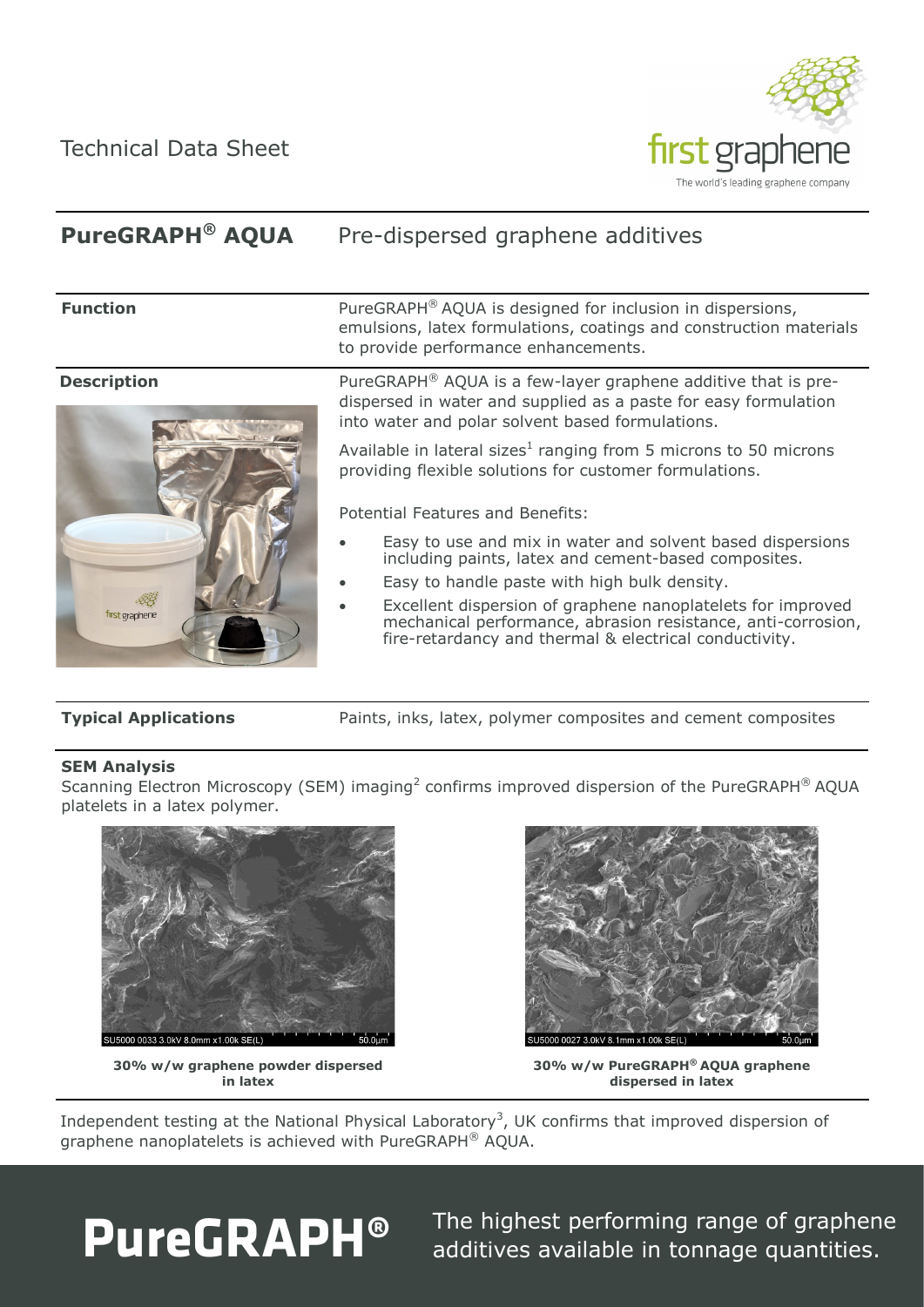Technical Data Sheet

first graphene

The world's leading graphene company

# PureGRAPH® AQUA — Pre-dispersed graphene additives

**Function**

PureGRAPH® AQUA is designed for inclusion in dispersions, emulsions, latex formulations, coatings and construction materials to provide performance enhancements.

**Description**

PureGRAPH® AQUA is a few-layer graphene additive that is pre-dispersed in water and supplied as a paste for easy formulation into water and polar solvent based formulations.

Available in lateral sizes[1] ranging from 5 microns to 50 microns providing flexible solutions for customer formulations.

Potential Features and Benefits:

- Easy to use and mix in water and solvent based dispersions including paints, latex and cement-based composites.
- Easy to handle paste with high bulk density.
- Excellent dispersion of graphene nanoplatelets for improved mechanical performance, abrasion resistance, anti-corrosion, fire-retardancy and thermal & electrical conductivity.

**Typical Applications**

Paints, inks, latex, polymer composites and cement composites

**SEM Analysis**

Scanning Electron Microscopy (SEM) imaging[2] confirms improved dispersion of the PureGRAPH® AQUA platelets in a latex polymer.

**30% w/w graphene powder dispersed in latex**

**30% w/w PureGRAPH® AQUA graphene dispersed in latex**

Independent testing at the National Physical Laboratory[3], UK confirms that improved dispersion of graphene nanoplatelets is achieved with PureGRAPH® AQUA.

**PureGRAPH®** The highest performing range of graphene additives available in tonnage quantities.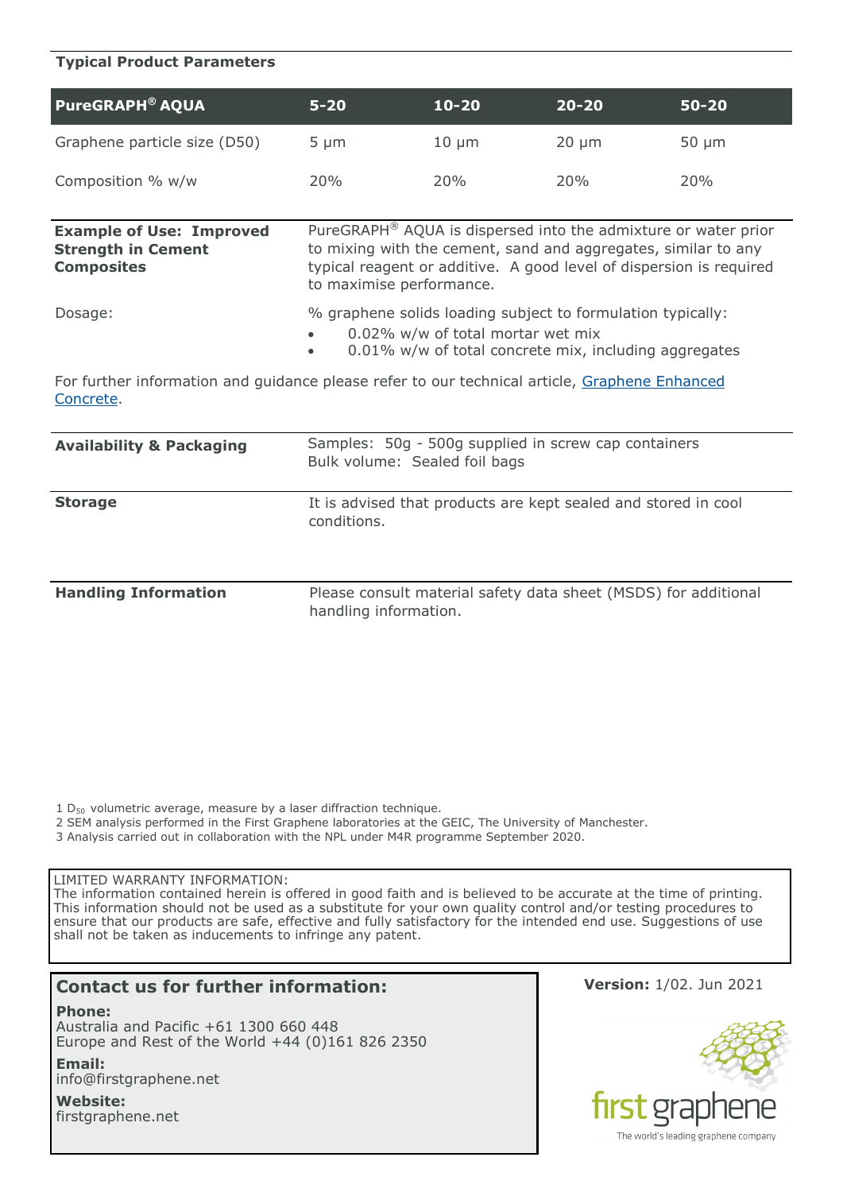### Typical Product Parameters

| PureGRAPH® AQUA | 5-20 | 10-20 | 20-20 | 50-20 |
|---|---|---|---|---|
| Graphene particle size (D50) | 5 µm | 10 µm | 20 µm | 50 µm |
| Composition % w/w | 20% | 20% | 20% | 20% |

**Example of Use: Improved Strength in Cement Composites**

PureGRAPH® AQUA is dispersed into the admixture or water prior to mixing with the cement, sand and aggregates, similar to any typical reagent or additive. A good level of dispersion is required to maximise performance.

Dosage:

% graphene solids loading subject to formulation typically:

- 0.02% w/w of total mortar wet mix
- 0.01% w/w of total concrete mix, including aggregates

For further information and guidance please refer to our technical article, Graphene Enhanced Concrete.

**Availability & Packaging**

Samples: 50g - 500g supplied in screw cap containers
Bulk volume: Sealed foil bags

**Storage**

It is advised that products are kept sealed and stored in cool conditions.

**Handling Information**

Please consult material safety data sheet (MSDS) for additional handling information.

1 $D_{50}$ volumetric average, measure by a laser diffraction technique.
2 SEM analysis performed in the First Graphene laboratories at the GEIC, The University of Manchester.
3 Analysis carried out in collaboration with the NPL under M4R programme September 2020.

LIMITED WARRANTY INFORMATION:
The information contained herein is offered in good faith and is believed to be accurate at the time of printing. This information should not be used as a substitute for your own quality control and/or testing procedures to ensure that our products are safe, effective and fully satisfactory for the intended end use. Suggestions of use shall not be taken as inducements to infringe any patent.

## Contact us for further information:

**Phone:**
Australia and Pacific +61 1300 660 448
Europe and Rest of the World +44 (0)161 826 2350

**Email:**
info@firstgraphene.net

**Website:**
firstgraphene.net

**Version:** 1/02. Jun 2021

first graphene
The world's leading graphene company